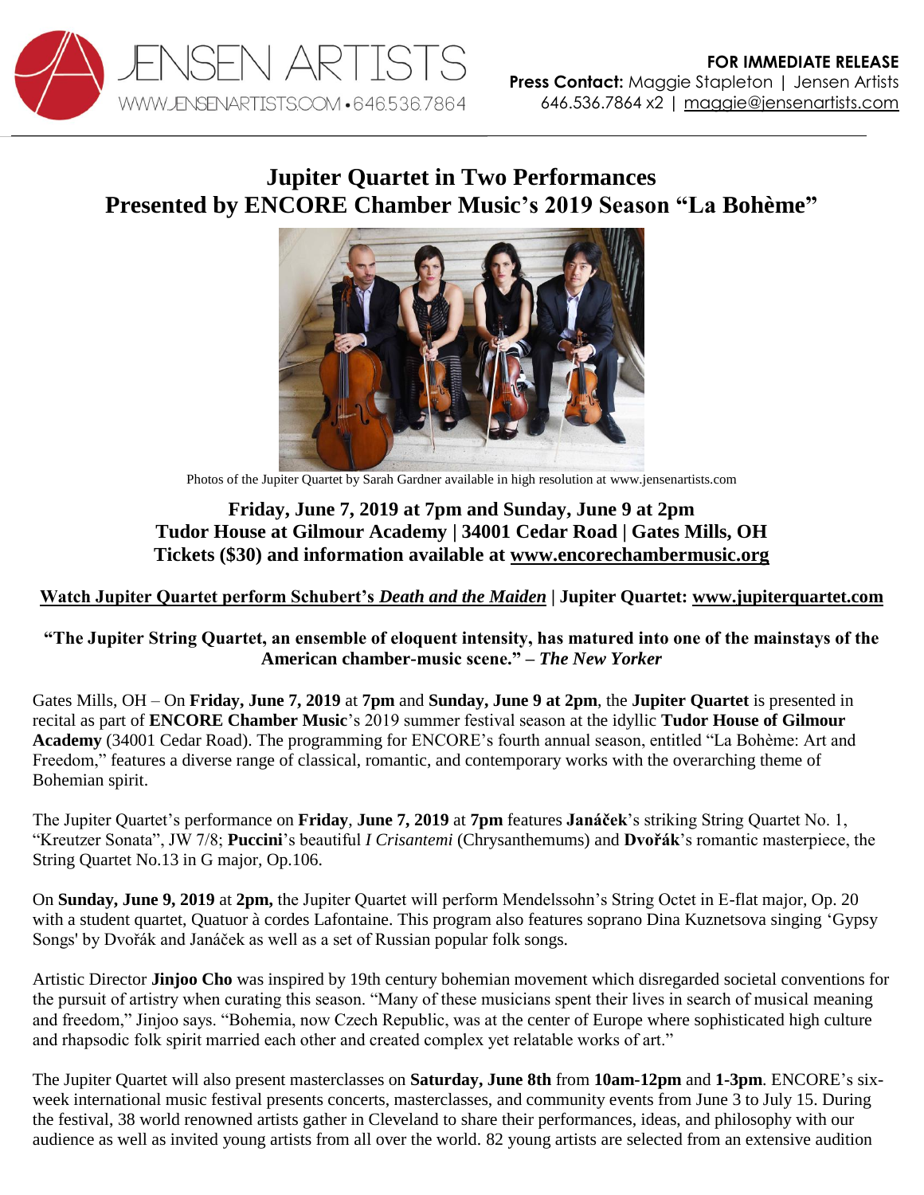JENSEN ARTISTS
WWW.JENSENARTISTS.COM • 646.536.7864

**FOR IMMEDIATE RELEASE**
**Press Contact:** Maggie Stapleton | Jensen Artists
646.536.7864 x2 | maggie@jensenartists.com

# Jupiter Quartet in Two Performances Presented by ENCORE Chamber Music's 2019 Season "La Bohème"

Photos of the Jupiter Quartet by Sarah Gardner available in high resolution at www.jensenartists.com

**Friday, June 7, 2019 at 7pm and Sunday, June 9 at 2pm**
**Tudor House at Gilmour Academy | 34001 Cedar Road | Gates Mills, OH**
**Tickets ($30) and information available at www.encorechambermusic.org**

**Watch Jupiter Quartet perform Schubert's *Death and the Maiden* | Jupiter Quartet: www.jupiterquartet.com**

**"The Jupiter String Quartet, an ensemble of eloquent intensity, has matured into one of the mainstays of the American chamber-music scene." – *The New Yorker***

Gates Mills, OH – On **Friday, June 7, 2019** at **7pm** and **Sunday, June 9 at 2pm**, the **Jupiter Quartet** is presented in recital as part of **ENCORE Chamber Music**'s 2019 summer festival season at the idyllic **Tudor House of Gilmour Academy** (34001 Cedar Road). The programming for ENCORE's fourth annual season, entitled "La Bohème: Art and Freedom," features a diverse range of classical, romantic, and contemporary works with the overarching theme of Bohemian spirit.

The Jupiter Quartet's performance on **Friday**, **June 7, 2019** at **7pm** features **Janáček**'s striking String Quartet No. 1, "Kreutzer Sonata", JW 7/8; **Puccini**'s beautiful *I Crisantemi* (Chrysanthemums) and **Dvořák**'s romantic masterpiece, the String Quartet No.13 in G major, Op.106.

On **Sunday, June 9, 2019** at **2pm,** the Jupiter Quartet will perform Mendelssohn's String Octet in E-flat major, Op. 20 with a student quartet, Quatuor à cordes Lafontaine. This program also features soprano Dina Kuznetsova singing 'Gypsy Songs' by Dvořák and Janáček as well as a set of Russian popular folk songs.

Artistic Director **Jinjoo Cho** was inspired by 19th century bohemian movement which disregarded societal conventions for the pursuit of artistry when curating this season. "Many of these musicians spent their lives in search of musical meaning and freedom," Jinjoo says. "Bohemia, now Czech Republic, was at the center of Europe where sophisticated high culture and rhapsodic folk spirit married each other and created complex yet relatable works of art."

The Jupiter Quartet will also present masterclasses on **Saturday, June 8th** from **10am-12pm** and **1-3pm**. ENCORE's six-week international music festival presents concerts, masterclasses, and community events from June 3 to July 15. During the festival, 38 world renowned artists gather in Cleveland to share their performances, ideas, and philosophy with our audience as well as invited young artists from all over the world. 82 young artists are selected from an extensive audition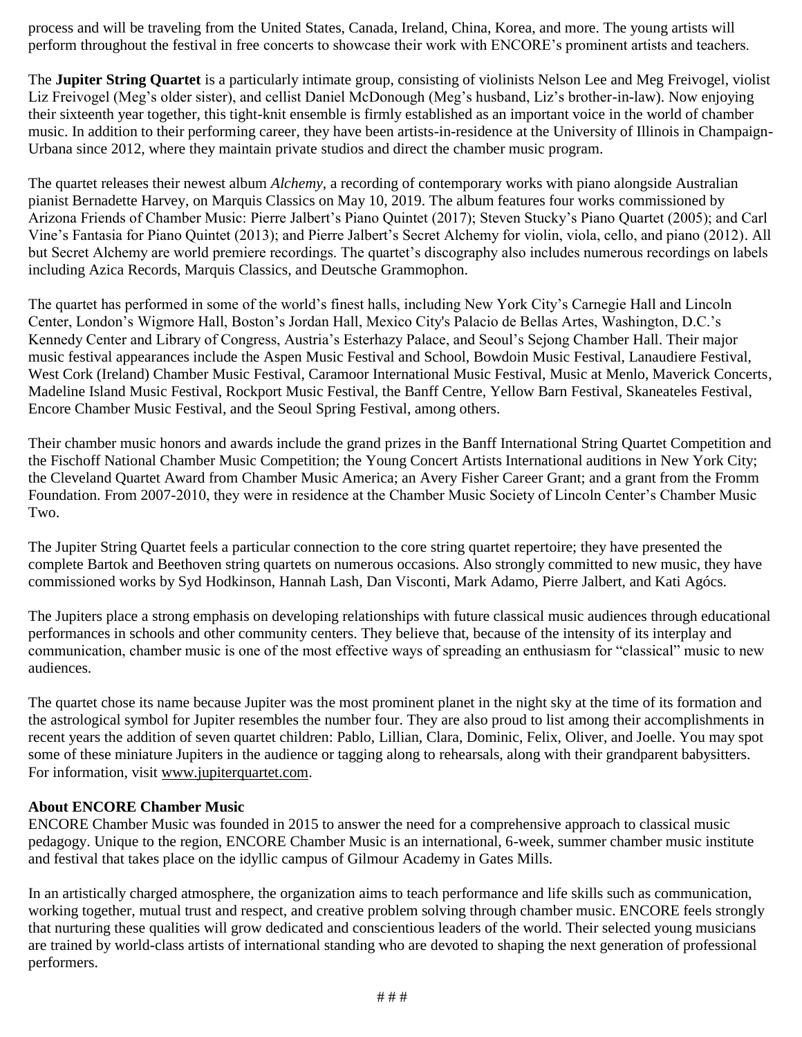process and will be traveling from the United States, Canada, Ireland, China, Korea, and more. The young artists will perform throughout the festival in free concerts to showcase their work with ENCORE's prominent artists and teachers.

The **Jupiter String Quartet** is a particularly intimate group, consisting of violinists Nelson Lee and Meg Freivogel, violist Liz Freivogel (Meg's older sister), and cellist Daniel McDonough (Meg's husband, Liz's brother-in-law). Now enjoying their sixteenth year together, this tight-knit ensemble is firmly established as an important voice in the world of chamber music. In addition to their performing career, they have been artists-in-residence at the University of Illinois in Champaign-Urbana since 2012, where they maintain private studios and direct the chamber music program.

The quartet releases their newest album *Alchemy*, a recording of contemporary works with piano alongside Australian pianist Bernadette Harvey, on Marquis Classics on May 10, 2019. The album features four works commissioned by Arizona Friends of Chamber Music: Pierre Jalbert's Piano Quintet (2017); Steven Stucky's Piano Quartet (2005); and Carl Vine's Fantasia for Piano Quintet (2013); and Pierre Jalbert's Secret Alchemy for violin, viola, cello, and piano (2012). All but Secret Alchemy are world premiere recordings. The quartet's discography also includes numerous recordings on labels including Azica Records, Marquis Classics, and Deutsche Grammophon.

The quartet has performed in some of the world's finest halls, including New York City's Carnegie Hall and Lincoln Center, London's Wigmore Hall, Boston's Jordan Hall, Mexico City's Palacio de Bellas Artes, Washington, D.C.'s Kennedy Center and Library of Congress, Austria's Esterhazy Palace, and Seoul's Sejong Chamber Hall. Their major music festival appearances include the Aspen Music Festival and School, Bowdoin Music Festival, Lanaudiere Festival, West Cork (Ireland) Chamber Music Festival, Caramoor International Music Festival, Music at Menlo, Maverick Concerts, Madeline Island Music Festival, Rockport Music Festival, the Banff Centre, Yellow Barn Festival, Skaneateles Festival, Encore Chamber Music Festival, and the Seoul Spring Festival, among others.

Their chamber music honors and awards include the grand prizes in the Banff International String Quartet Competition and the Fischoff National Chamber Music Competition; the Young Concert Artists International auditions in New York City; the Cleveland Quartet Award from Chamber Music America; an Avery Fisher Career Grant; and a grant from the Fromm Foundation. From 2007-2010, they were in residence at the Chamber Music Society of Lincoln Center's Chamber Music Two.

The Jupiter String Quartet feels a particular connection to the core string quartet repertoire; they have presented the complete Bartok and Beethoven string quartets on numerous occasions. Also strongly committed to new music, they have commissioned works by Syd Hodkinson, Hannah Lash, Dan Visconti, Mark Adamo, Pierre Jalbert, and Kati Agócs.

The Jupiters place a strong emphasis on developing relationships with future classical music audiences through educational performances in schools and other community centers. They believe that, because of the intensity of its interplay and communication, chamber music is one of the most effective ways of spreading an enthusiasm for "classical" music to new audiences.

The quartet chose its name because Jupiter was the most prominent planet in the night sky at the time of its formation and the astrological symbol for Jupiter resembles the number four. They are also proud to list among their accomplishments in recent years the addition of seven quartet children: Pablo, Lillian, Clara, Dominic, Felix, Oliver, and Joelle. You may spot some of these miniature Jupiters in the audience or tagging along to rehearsals, along with their grandparent babysitters. For information, visit www.jupiterquartet.com.

**About ENCORE Chamber Music**

ENCORE Chamber Music was founded in 2015 to answer the need for a comprehensive approach to classical music pedagogy. Unique to the region, ENCORE Chamber Music is an international, 6-week, summer chamber music institute and festival that takes place on the idyllic campus of Gilmour Academy in Gates Mills.

In an artistically charged atmosphere, the organization aims to teach performance and life skills such as communication, working together, mutual trust and respect, and creative problem solving through chamber music. ENCORE feels strongly that nurturing these qualities will grow dedicated and conscientious leaders of the world. Their selected young musicians are trained by world-class artists of international standing who are devoted to shaping the next generation of professional performers.

# # #